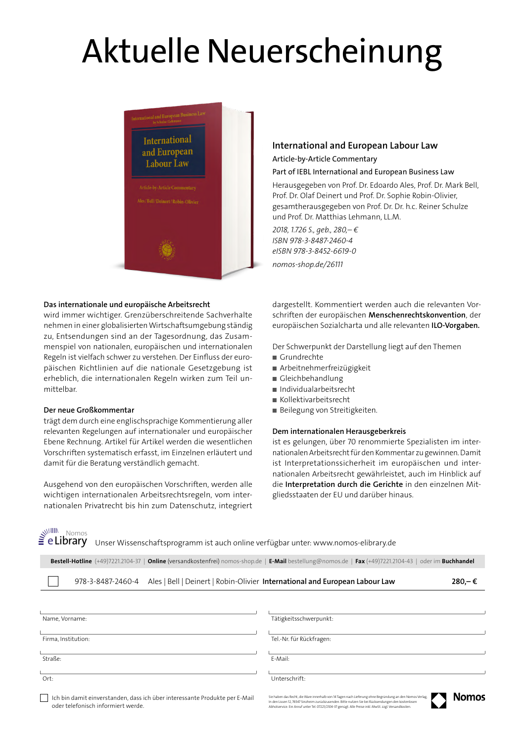# Aktuelle Neuerscheinung

## International and European Labour Law

Article-by-Article Commentary

Part of IEBL International and European Business Law

Herausgegeben von Prof. Dr. Edoardo Ales, Prof. Dr. Mark Bell, Prof. Dr. Olaf Deinert und Prof. Dr. Sophie Robin-Olivier, gesamtherausgegeben von Prof. Dr. Dr. h.c. Reiner Schulze und Prof. Dr. Matthias Lehmann, LL.M.

*2018, 1.726 S., geb., 280,– €*
*ISBN 978-3-8487-2460-4*
*eISBN 978-3-8452-6619-0*

*nomos-shop.de/26111*

**Das internationale und europäische Arbeitsrecht**
wird immer wichtiger. Grenzüberschreitende Sachverhalte nehmen in einer globalisierten Wirtschaftsumgebung ständig zu, Entsendungen sind an der Tagesordnung, das Zusammenspiel von nationalen, europäischen und internationalen Regeln ist vielfach schwer zu verstehen. Der Einfluss der europäischen Richtlinien auf die nationale Gesetzgebung ist erheblich, die internationalen Regeln wirken zum Teil unmittelbar.

**Der neue Großkommentar**
trägt dem durch eine englischsprachige Kommentierung aller relevanten Regelungen auf internationaler und europäischer Ebene Rechnung. Artikel für Artikel werden die wesentlichen Vorschriften systematisch erfasst, im Einzelnen erläutert und damit für die Beratung verständlich gemacht.

Ausgehend von den europäischen Vorschriften, werden alle wichtigen internationalen Arbeitsrechtsregeln, vom internationalen Privatrecht bis hin zum Datenschutz, integriert dargestellt. Kommentiert werden auch die relevanten Vorschriften der europäischen **Menschenrechtskonvention**, der europäischen Sozialcharta und alle relevanten **ILO-Vorgaben.**

Der Schwerpunkt der Darstellung liegt auf den Themen

- Grundrechte
- Arbeitnehmerfreizügigkeit
- Gleichbehandlung
- Individualarbeitsrecht
- Kollektivarbeitsrecht
- Beilegung von Streitigkeiten.

**Dem internationalen Herausgeberkreis**
ist es gelungen, über 70 renommierte Spezialisten im internationalen Arbeitsrecht für den Kommentar zu gewinnen. Damit ist Interpretationssicherheit im europäischen und internationalen Arbeitsrecht gewährleistet, auch im Hinblick auf die **Interpretation durch die Gerichte** in den einzelnen Mitgliedsstaaten der EU und darüber hinaus.

Nomos eLibrary — Unser Wissenschaftsprogramm ist auch online verfügbar unter: www.nomos-elibrary.de

**Bestell-Hotline** (+49)7221.2104-37 | **Online** (versandkostenfrei) nomos-shop.de | **E-Mail** bestellung@nomos.de | **Fax** (+49)7221.2104-43 | oder im **Buchhandel**

| ☐ | 978-3-8487-2460-4 | Ales \| Bell \| Deinert \| Robin-Olivier **International and European Labour Law** | **280,– €** |
|---|---|---|---|

Name, Vorname: ____________________ Tätigkeitsschwerpunkt: ____________________

Firma, Institution: ____________________ Tel.-Nr. für Rückfragen: ____________________

Straße: ____________________ E-Mail: ____________________

Ort: ____________________ Unterschrift: ____________________

☐ Ich bin damit einverstanden, dass ich über interessante Produkte per E-Mail oder telefonisch informiert werde.

Sie haben das Recht, die Ware innerhalb von 14 Tagen nach Lieferung ohne Begründung an den Nomos Verlag, In den Lissen 12, 76547 Sinzheim zurückzusenden. Bitte nutzen Sie bei Rücksendungen den kostenlosen Abholservice. Ein Anruf unter Tel. 07221/2104-37 genügt. Alle Preise inkl. MwSt. zzgl. Versandkosten.

Nomos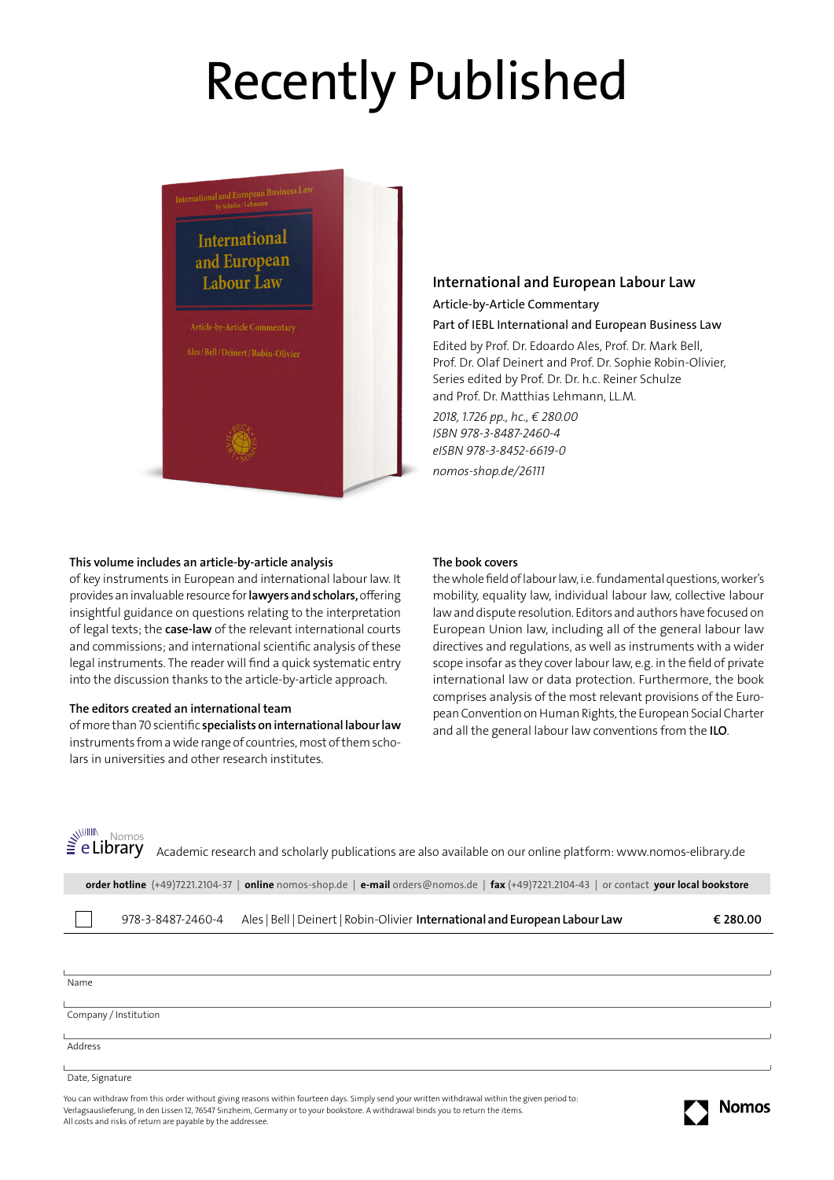# Recently Published

## International and European Labour Law

Article-by-Article Commentary

Part of IEBL International and European Business Law

Edited by Prof. Dr. Edoardo Ales, Prof. Dr. Mark Bell, Prof. Dr. Olaf Deinert and Prof. Dr. Sophie Robin-Olivier, Series edited by Prof. Dr. Dr. h.c. Reiner Schulze and Prof. Dr. Matthias Lehmann, LL.M.

*2018, 1.726 pp., hc., € 280.00*
*ISBN 978-3-8487-2460-4*
*eISBN 978-3-8452-6619-0*
*nomos-shop.de/26111*

**This volume includes an article-by-article analysis**
of key instruments in European and international labour law. It provides an invaluable resource for **lawyers and scholars,** offering insightful guidance on questions relating to the interpretation of legal texts; the **case-law** of the relevant international courts and commissions; and international scientific analysis of these legal instruments. The reader will find a quick systematic entry into the discussion thanks to the article-by-article approach.

**The editors created an international team**
of more than 70 scientific **specialists on international labour law** instruments from a wide range of countries, most of them scholars in universities and other research institutes.

**The book covers**
the whole field of labour law, i.e. fundamental questions, worker's mobility, equality law, individual labour law, collective labour law and dispute resolution. Editors and authors have focused on European Union law, including all of the general labour law directives and regulations, as well as instruments with a wider scope insofar as they cover labour law, e.g. in the field of private international law or data protection. Furthermore, the book comprises analysis of the most relevant provisions of the European Convention on Human Rights, the European Social Charter and all the general labour law conventions from the **ILO**.

Nomos eLibrary Academic research and scholarly publications are also available on our online platform: www.nomos-elibrary.de

**order hotline** (+49)7221.2104-37 | **online** nomos-shop.de | **e-mail** orders@nomos.de | **fax** (+49)7221.2104-43 | or contact **your local bookstore**

| | | | |
|---|---|---|---|
| ☐ | 978-3-8487-2460-4 | Ales \| Bell \| Deinert \| Robin-Olivier **International and European Labour Law** | € 280.00 |

Name

Company / Institution

Address

Date, Signature

You can withdraw from this order without giving reasons within fourteen days. Simply send your written withdrawal within the given period to: Verlagsauslieferung, In den Lissen 12, 76547 Sinzheim, Germany or to your bookstore. A withdrawal binds you to return the items. All costs and risks of return are payable by the addressee.

Nomos